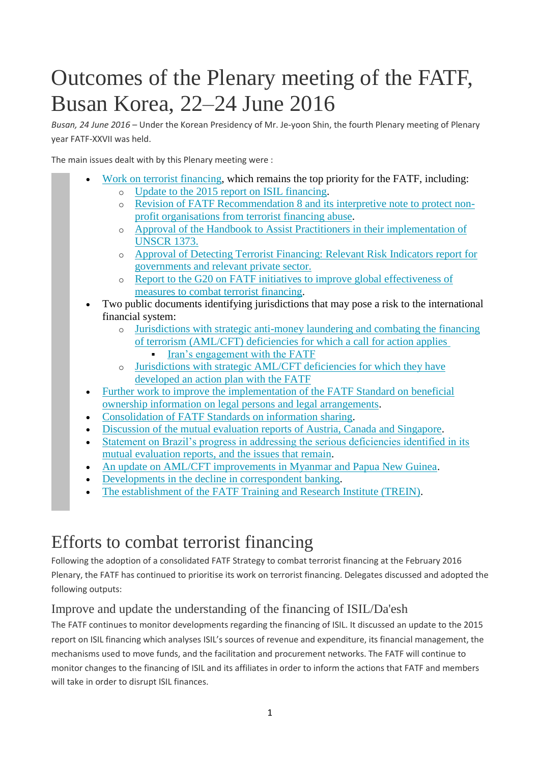# Outcomes of the Plenary meeting of the FATF, Busan Korea, 22–24 June 2016

*Busan, 24 June 2016* – Under the Korean Presidency of Mr. Je-yoon Shin, the fourth Plenary meeting of Plenary year FATF-XXVII was held.

The main issues dealt with by this Plenary meeting were :

- Work on terrorist financing, which remains the top priority for the FATF, including:
  - Update to the 2015 report on ISIL financing.
  - Revision of FATF Recommendation 8 and its interpretive note to protect non-profit organisations from terrorist financing abuse.
  - Approval of the Handbook to Assist Practitioners in their implementation of UNSCR 1373.
  - Approval of Detecting Terrorist Financing: Relevant Risk Indicators report for governments and relevant private sector.
  - Report to the G20 on FATF initiatives to improve global effectiveness of measures to combat terrorist financing.
- Two public documents identifying jurisdictions that may pose a risk to the international financial system:
  - Jurisdictions with strategic anti-money laundering and combating the financing of terrorism (AML/CFT) deficiencies for which a call for action applies
    - Iran's engagement with the FATF
  - Jurisdictions with strategic AML/CFT deficiencies for which they have developed an action plan with the FATF
- Further work to improve the implementation of the FATF Standard on beneficial ownership information on legal persons and legal arrangements.
- Consolidation of FATF Standards on information sharing.
- Discussion of the mutual evaluation reports of Austria, Canada and Singapore.
- Statement on Brazil's progress in addressing the serious deficiencies identified in its mutual evaluation reports, and the issues that remain.
- An update on AML/CFT improvements in Myanmar and Papua New Guinea.
- Developments in the decline in correspondent banking.
- The establishment of the FATF Training and Research Institute (TREIN).

## Efforts to combat terrorist financing

Following the adoption of a consolidated FATF Strategy to combat terrorist financing at the February 2016 Plenary, the FATF has continued to prioritise its work on terrorist financing. Delegates discussed and adopted the following outputs:

### Improve and update the understanding of the financing of ISIL/Da'esh

The FATF continues to monitor developments regarding the financing of ISIL. It discussed an update to the 2015 report on ISIL financing which analyses ISIL's sources of revenue and expenditure, its financial management, the mechanisms used to move funds, and the facilitation and procurement networks. The FATF will continue to monitor changes to the financing of ISIL and its affiliates in order to inform the actions that FATF and members will take in order to disrupt ISIL finances.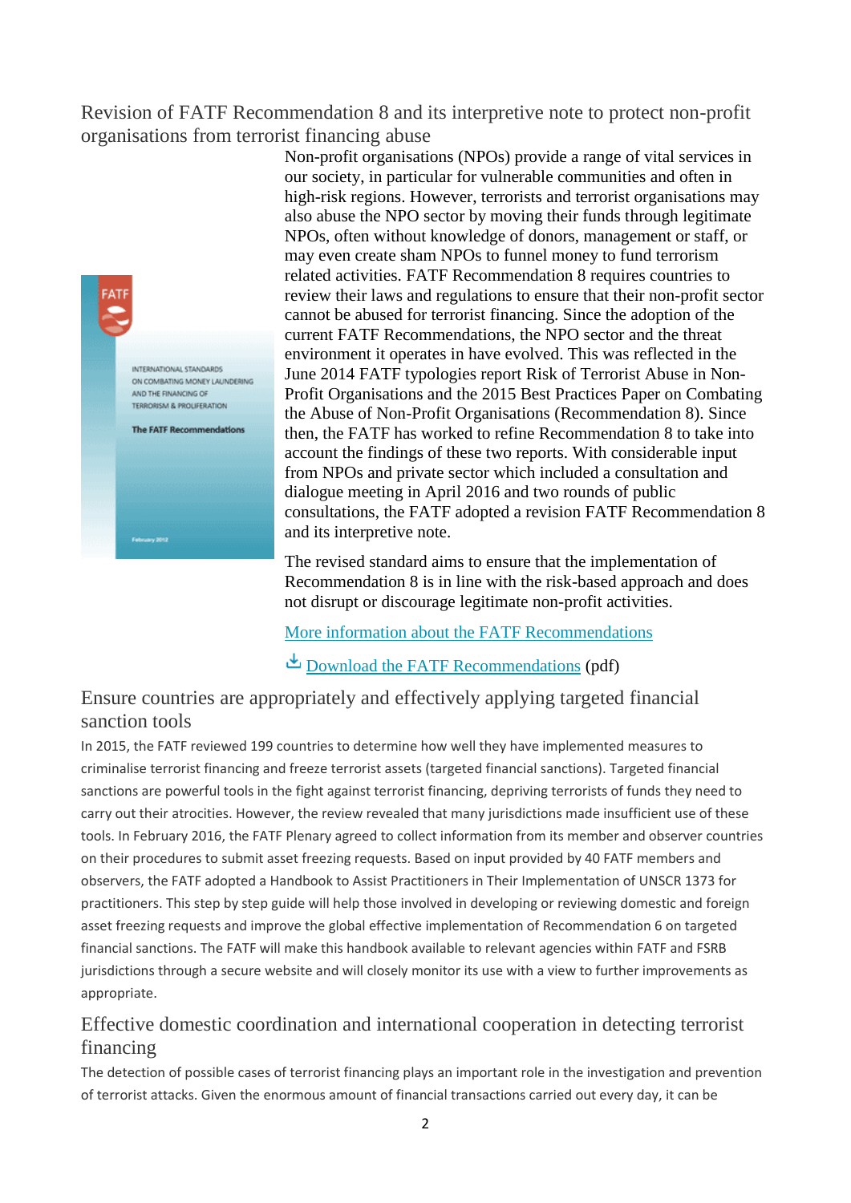## Revision of FATF Recommendation 8 and its interpretive note to protect non-profit organisations from terrorist financing abuse

Non-profit organisations (NPOs) provide a range of vital services in our society, in particular for vulnerable communities and often in high-risk regions. However, terrorists and terrorist organisations may also abuse the NPO sector by moving their funds through legitimate NPOs, often without knowledge of donors, management or staff, or may even create sham NPOs to funnel money to fund terrorism related activities. FATF Recommendation 8 requires countries to review their laws and regulations to ensure that their non-profit sector cannot be abused for terrorist financing. Since the adoption of the current FATF Recommendations, the NPO sector and the threat environment it operates in have evolved. This was reflected in the June 2014 FATF typologies report Risk of Terrorist Abuse in Non-Profit Organisations and the 2015 Best Practices Paper on Combating the Abuse of Non-Profit Organisations (Recommendation 8). Since then, the FATF has worked to refine Recommendation 8 to take into account the findings of these two reports. With considerable input from NPOs and private sector which included a consultation and dialogue meeting in April 2016 and two rounds of public consultations, the FATF adopted a revision FATF Recommendation 8 and its interpretive note.

The revised standard aims to ensure that the implementation of Recommendation 8 is in line with the risk-based approach and does not disrupt or discourage legitimate non-profit activities.

[More information about the FATF Recommendations]

[Download the FATF Recommendations] (pdf)

## Ensure countries are appropriately and effectively applying targeted financial sanction tools

In 2015, the FATF reviewed 199 countries to determine how well they have implemented measures to criminalise terrorist financing and freeze terrorist assets (targeted financial sanctions). Targeted financial sanctions are powerful tools in the fight against terrorist financing, depriving terrorists of funds they need to carry out their atrocities. However, the review revealed that many jurisdictions made insufficient use of these tools. In February 2016, the FATF Plenary agreed to collect information from its member and observer countries on their procedures to submit asset freezing requests. Based on input provided by 40 FATF members and observers, the FATF adopted a Handbook to Assist Practitioners in Their Implementation of UNSCR 1373 for practitioners. This step by step guide will help those involved in developing or reviewing domestic and foreign asset freezing requests and improve the global effective implementation of Recommendation 6 on targeted financial sanctions. The FATF will make this handbook available to relevant agencies within FATF and FSRB jurisdictions through a secure website and will closely monitor its use with a view to further improvements as appropriate.

## Effective domestic coordination and international cooperation in detecting terrorist financing

The detection of possible cases of terrorist financing plays an important role in the investigation and prevention of terrorist attacks. Given the enormous amount of financial transactions carried out every day, it can be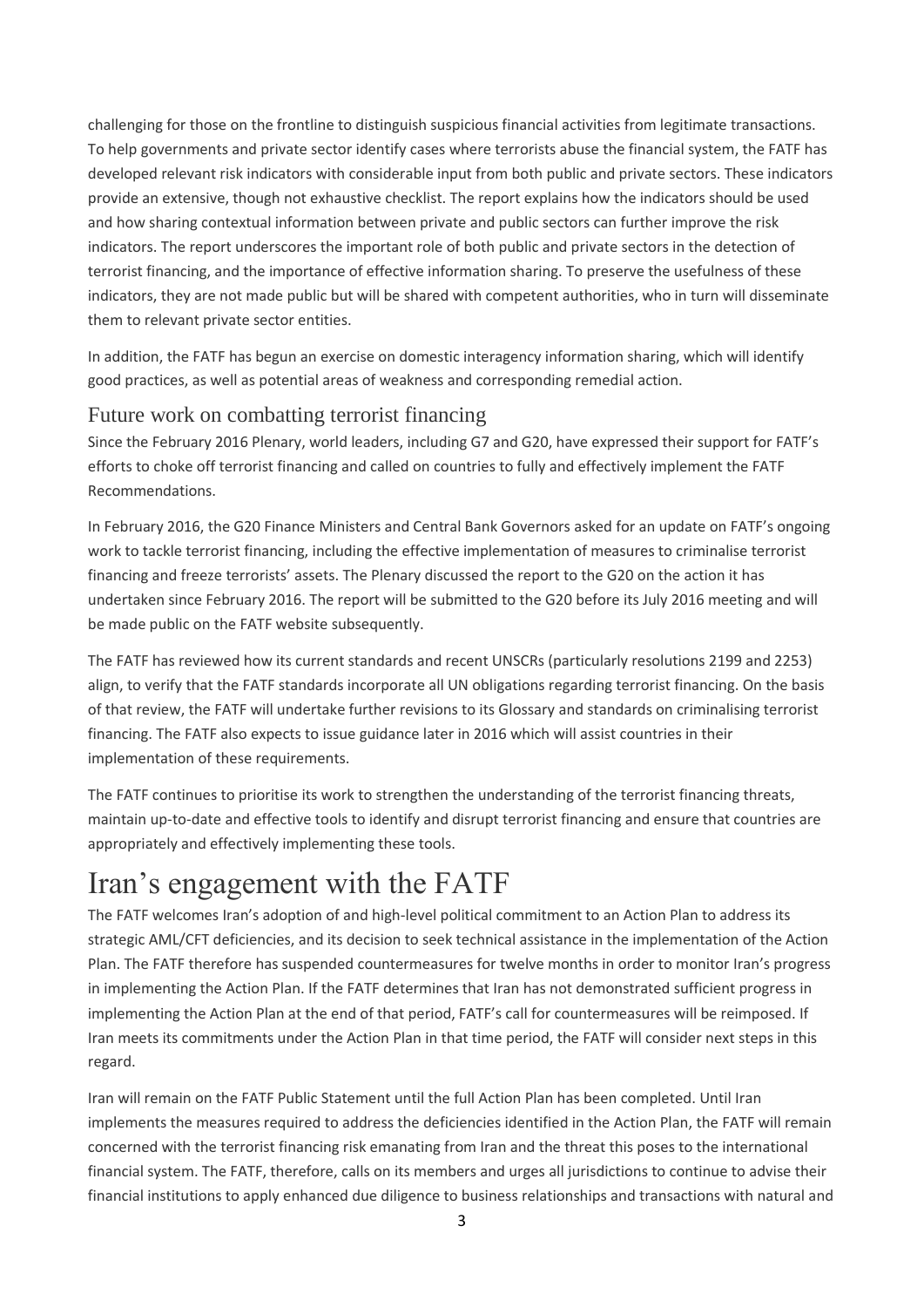challenging for those on the frontline to distinguish suspicious financial activities from legitimate transactions. To help governments and private sector identify cases where terrorists abuse the financial system, the FATF has developed relevant risk indicators with considerable input from both public and private sectors. These indicators provide an extensive, though not exhaustive checklist. The report explains how the indicators should be used and how sharing contextual information between private and public sectors can further improve the risk indicators. The report underscores the important role of both public and private sectors in the detection of terrorist financing, and the importance of effective information sharing. To preserve the usefulness of these indicators, they are not made public but will be shared with competent authorities, who in turn will disseminate them to relevant private sector entities.

In addition, the FATF has begun an exercise on domestic interagency information sharing, which will identify good practices, as well as potential areas of weakness and corresponding remedial action.

## Future work on combatting terrorist financing

Since the February 2016 Plenary, world leaders, including G7 and G20, have expressed their support for FATF's efforts to choke off terrorist financing and called on countries to fully and effectively implement the FATF Recommendations.

In February 2016, the G20 Finance Ministers and Central Bank Governors asked for an update on FATF's ongoing work to tackle terrorist financing, including the effective implementation of measures to criminalise terrorist financing and freeze terrorists' assets. The Plenary discussed the report to the G20 on the action it has undertaken since February 2016. The report will be submitted to the G20 before its July 2016 meeting and will be made public on the FATF website subsequently.

The FATF has reviewed how its current standards and recent UNSCRs (particularly resolutions 2199 and 2253) align, to verify that the FATF standards incorporate all UN obligations regarding terrorist financing. On the basis of that review, the FATF will undertake further revisions to its Glossary and standards on criminalising terrorist financing. The FATF also expects to issue guidance later in 2016 which will assist countries in their implementation of these requirements.

The FATF continues to prioritise its work to strengthen the understanding of the terrorist financing threats, maintain up-to-date and effective tools to identify and disrupt terrorist financing and ensure that countries are appropriately and effectively implementing these tools.

# Iran's engagement with the FATF

The FATF welcomes Iran's adoption of and high-level political commitment to an Action Plan to address its strategic AML/CFT deficiencies, and its decision to seek technical assistance in the implementation of the Action Plan. The FATF therefore has suspended countermeasures for twelve months in order to monitor Iran's progress in implementing the Action Plan. If the FATF determines that Iran has not demonstrated sufficient progress in implementing the Action Plan at the end of that period, FATF's call for countermeasures will be reimposed. If Iran meets its commitments under the Action Plan in that time period, the FATF will consider next steps in this regard.

Iran will remain on the FATF Public Statement until the full Action Plan has been completed. Until Iran implements the measures required to address the deficiencies identified in the Action Plan, the FATF will remain concerned with the terrorist financing risk emanating from Iran and the threat this poses to the international financial system. The FATF, therefore, calls on its members and urges all jurisdictions to continue to advise their financial institutions to apply enhanced due diligence to business relationships and transactions with natural and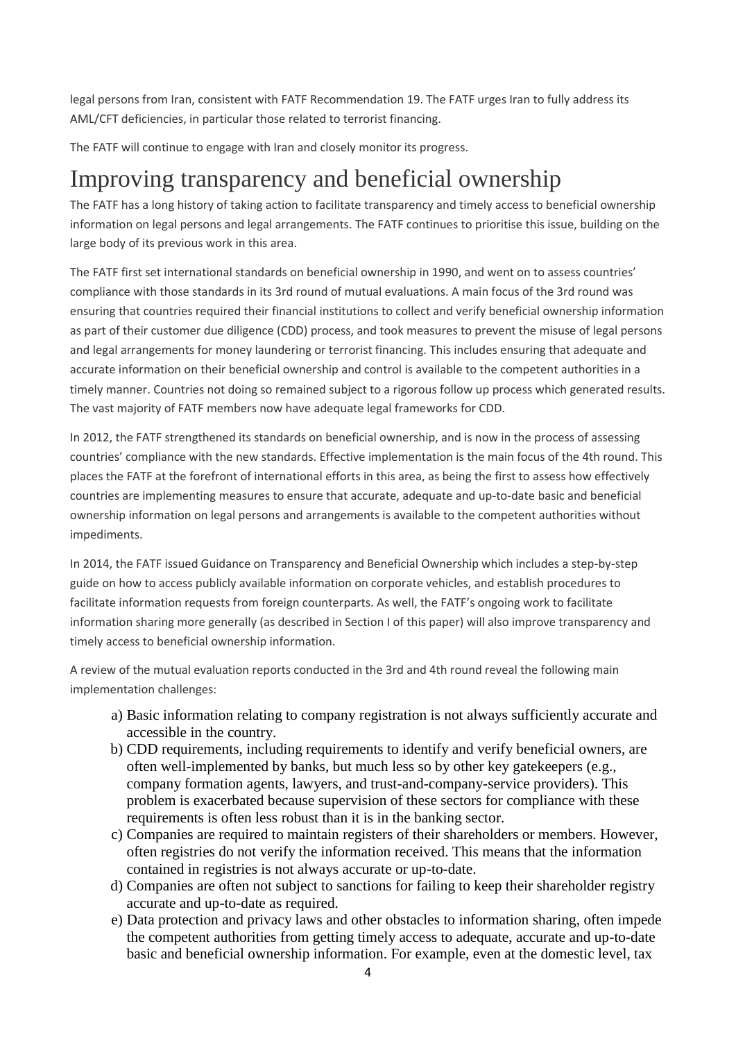legal persons from Iran, consistent with FATF Recommendation 19. The FATF urges Iran to fully address its AML/CFT deficiencies, in particular those related to terrorist financing.

The FATF will continue to engage with Iran and closely monitor its progress.

# Improving transparency and beneficial ownership

The FATF has a long history of taking action to facilitate transparency and timely access to beneficial ownership information on legal persons and legal arrangements. The FATF continues to prioritise this issue, building on the large body of its previous work in this area.

The FATF first set international standards on beneficial ownership in 1990, and went on to assess countries' compliance with those standards in its 3rd round of mutual evaluations. A main focus of the 3rd round was ensuring that countries required their financial institutions to collect and verify beneficial ownership information as part of their customer due diligence (CDD) process, and took measures to prevent the misuse of legal persons and legal arrangements for money laundering or terrorist financing. This includes ensuring that adequate and accurate information on their beneficial ownership and control is available to the competent authorities in a timely manner. Countries not doing so remained subject to a rigorous follow up process which generated results. The vast majority of FATF members now have adequate legal frameworks for CDD.

In 2012, the FATF strengthened its standards on beneficial ownership, and is now in the process of assessing countries' compliance with the new standards. Effective implementation is the main focus of the 4th round. This places the FATF at the forefront of international efforts in this area, as being the first to assess how effectively countries are implementing measures to ensure that accurate, adequate and up-to-date basic and beneficial ownership information on legal persons and arrangements is available to the competent authorities without impediments.

In 2014, the FATF issued Guidance on Transparency and Beneficial Ownership which includes a step-by-step guide on how to access publicly available information on corporate vehicles, and establish procedures to facilitate information requests from foreign counterparts. As well, the FATF's ongoing work to facilitate information sharing more generally (as described in Section I of this paper) will also improve transparency and timely access to beneficial ownership information.

A review of the mutual evaluation reports conducted in the 3rd and 4th round reveal the following main implementation challenges:

a) Basic information relating to company registration is not always sufficiently accurate and accessible in the country.
b) CDD requirements, including requirements to identify and verify beneficial owners, are often well-implemented by banks, but much less so by other key gatekeepers (e.g., company formation agents, lawyers, and trust-and-company-service providers). This problem is exacerbated because supervision of these sectors for compliance with these requirements is often less robust than it is in the banking sector.
c) Companies are required to maintain registers of their shareholders or members. However, often registries do not verify the information received. This means that the information contained in registries is not always accurate or up-to-date.
d) Companies are often not subject to sanctions for failing to keep their shareholder registry accurate and up-to-date as required.
e) Data protection and privacy laws and other obstacles to information sharing, often impede the competent authorities from getting timely access to adequate, accurate and up-to-date basic and beneficial ownership information. For example, even at the domestic level, tax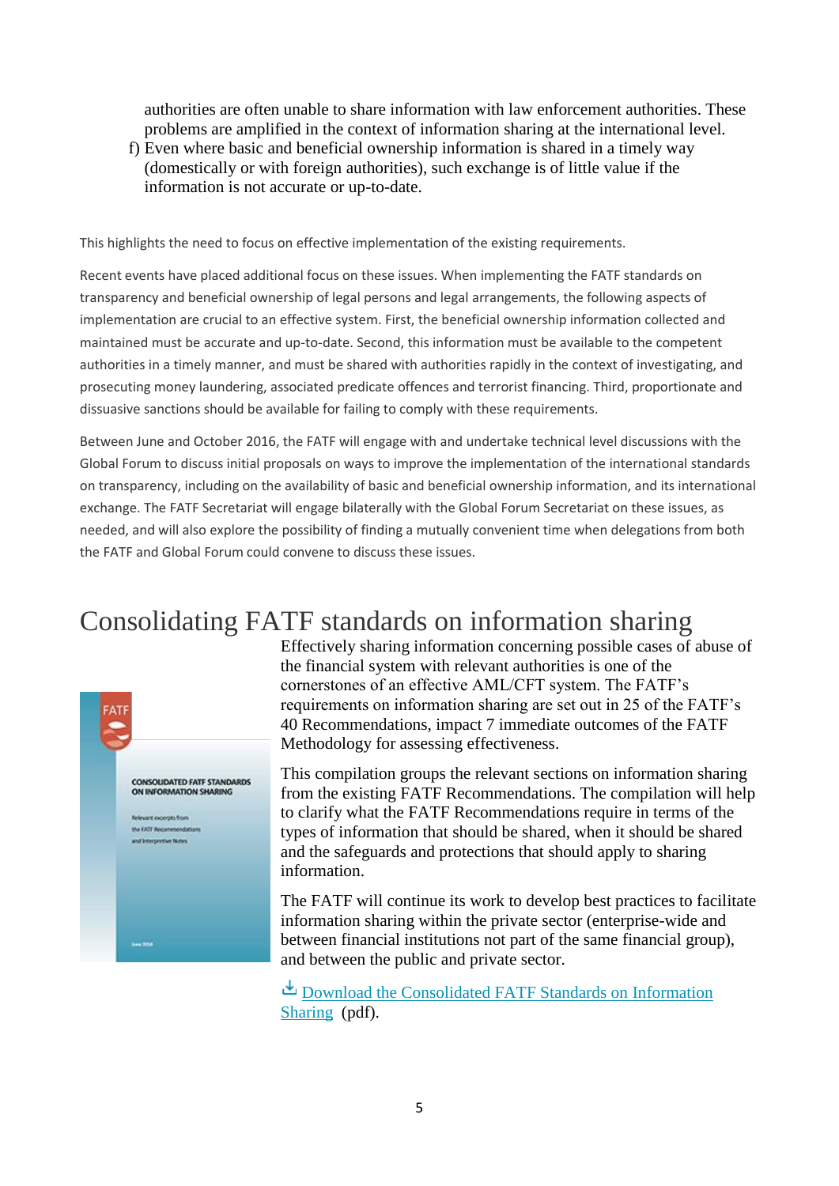authorities are often unable to share information with law enforcement authorities. These problems are amplified in the context of information sharing at the international level.

f) Even where basic and beneficial ownership information is shared in a timely way (domestically or with foreign authorities), such exchange is of little value if the information is not accurate or up-to-date.

This highlights the need to focus on effective implementation of the existing requirements.

Recent events have placed additional focus on these issues. When implementing the FATF standards on transparency and beneficial ownership of legal persons and legal arrangements, the following aspects of implementation are crucial to an effective system. First, the beneficial ownership information collected and maintained must be accurate and up-to-date. Second, this information must be available to the competent authorities in a timely manner, and must be shared with authorities rapidly in the context of investigating, and prosecuting money laundering, associated predicate offences and terrorist financing. Third, proportionate and dissuasive sanctions should be available for failing to comply with these requirements.

Between June and October 2016, the FATF will engage with and undertake technical level discussions with the Global Forum to discuss initial proposals on ways to improve the implementation of the international standards on transparency, including on the availability of basic and beneficial ownership information, and its international exchange. The FATF Secretariat will engage bilaterally with the Global Forum Secretariat on these issues, as needed, and will also explore the possibility of finding a mutually convenient time when delegations from both the FATF and Global Forum could convene to discuss these issues.

# Consolidating FATF standards on information sharing

Effectively sharing information concerning possible cases of abuse of the financial system with relevant authorities is one of the cornerstones of an effective AML/CFT system. The FATF's requirements on information sharing are set out in 25 of the FATF's 40 Recommendations, impact 7 immediate outcomes of the FATF Methodology for assessing effectiveness.

This compilation groups the relevant sections on information sharing from the existing FATF Recommendations. The compilation will help to clarify what the FATF Recommendations require in terms of the types of information that should be shared, when it should be shared and the safeguards and protections that should apply to sharing information.

The FATF will continue its work to develop best practices to facilitate information sharing within the private sector (enterprise-wide and between financial institutions not part of the same financial group), and between the public and private sector.

Download the Consolidated FATF Standards on Information Sharing (pdf).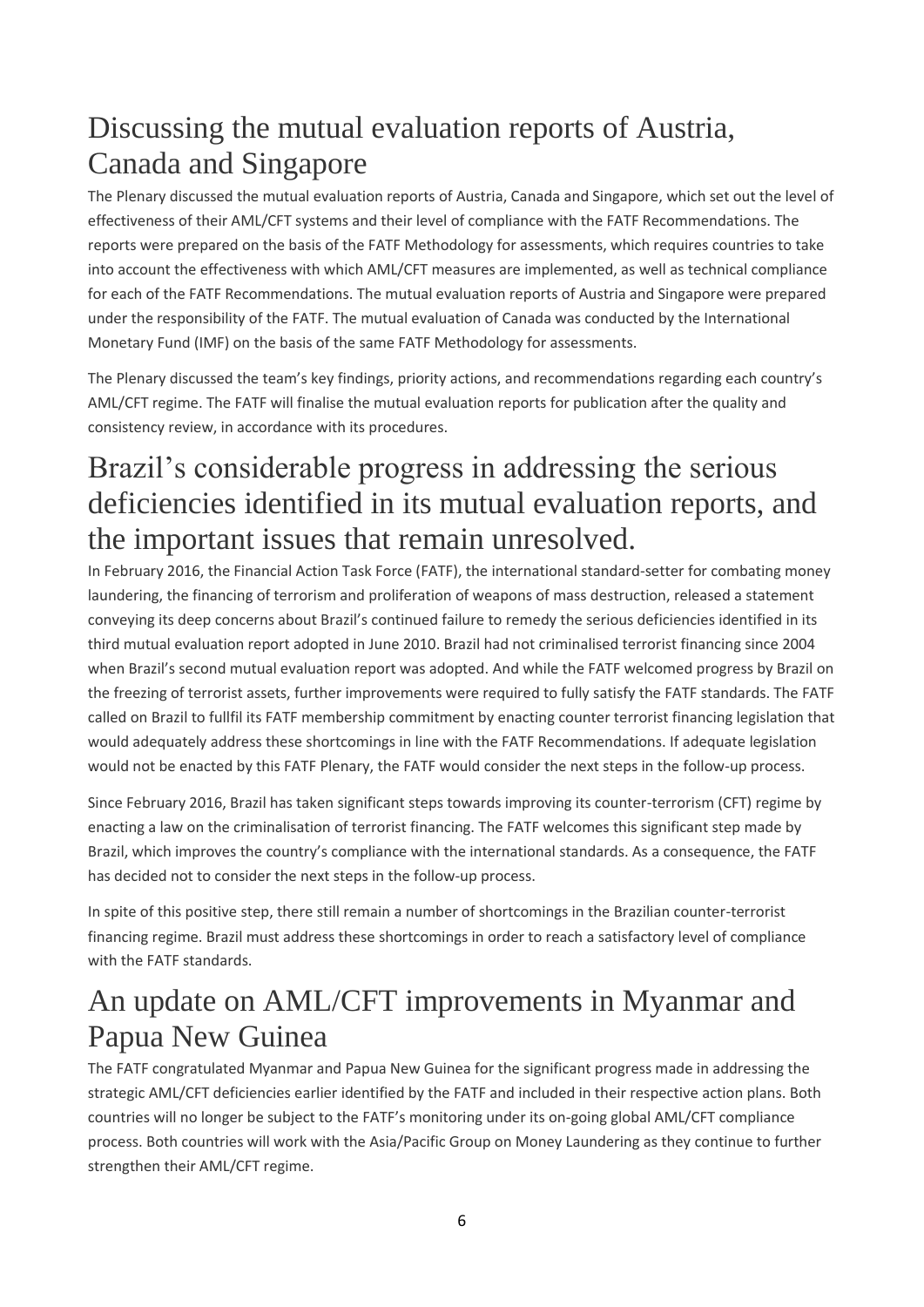# Discussing the mutual evaluation reports of Austria, Canada and Singapore

The Plenary discussed the mutual evaluation reports of Austria, Canada and Singapore, which set out the level of effectiveness of their AML/CFT systems and their level of compliance with the FATF Recommendations. The reports were prepared on the basis of the FATF Methodology for assessments, which requires countries to take into account the effectiveness with which AML/CFT measures are implemented, as well as technical compliance for each of the FATF Recommendations. The mutual evaluation reports of Austria and Singapore were prepared under the responsibility of the FATF. The mutual evaluation of Canada was conducted by the International Monetary Fund (IMF) on the basis of the same FATF Methodology for assessments.

The Plenary discussed the team's key findings, priority actions, and recommendations regarding each country's AML/CFT regime. The FATF will finalise the mutual evaluation reports for publication after the quality and consistency review, in accordance with its procedures.

# Brazil's considerable progress in addressing the serious deficiencies identified in its mutual evaluation reports, and the important issues that remain unresolved.

In February 2016, the Financial Action Task Force (FATF), the international standard-setter for combating money laundering, the financing of terrorism and proliferation of weapons of mass destruction, released a statement conveying its deep concerns about Brazil's continued failure to remedy the serious deficiencies identified in its third mutual evaluation report adopted in June 2010. Brazil had not criminalised terrorist financing since 2004 when Brazil's second mutual evaluation report was adopted. And while the FATF welcomed progress by Brazil on the freezing of terrorist assets, further improvements were required to fully satisfy the FATF standards. The FATF called on Brazil to fullfil its FATF membership commitment by enacting counter terrorist financing legislation that would adequately address these shortcomings in line with the FATF Recommendations. If adequate legislation would not be enacted by this FATF Plenary, the FATF would consider the next steps in the follow-up process.

Since February 2016, Brazil has taken significant steps towards improving its counter-terrorism (CFT) regime by enacting a law on the criminalisation of terrorist financing. The FATF welcomes this significant step made by Brazil, which improves the country's compliance with the international standards. As a consequence, the FATF has decided not to consider the next steps in the follow-up process.

In spite of this positive step, there still remain a number of shortcomings in the Brazilian counter-terrorist financing regime. Brazil must address these shortcomings in order to reach a satisfactory level of compliance with the FATF standards.

# An update on AML/CFT improvements in Myanmar and Papua New Guinea

The FATF congratulated Myanmar and Papua New Guinea for the significant progress made in addressing the strategic AML/CFT deficiencies earlier identified by the FATF and included in their respective action plans. Both countries will no longer be subject to the FATF's monitoring under its on-going global AML/CFT compliance process. Both countries will work with the Asia/Pacific Group on Money Laundering as they continue to further strengthen their AML/CFT regime.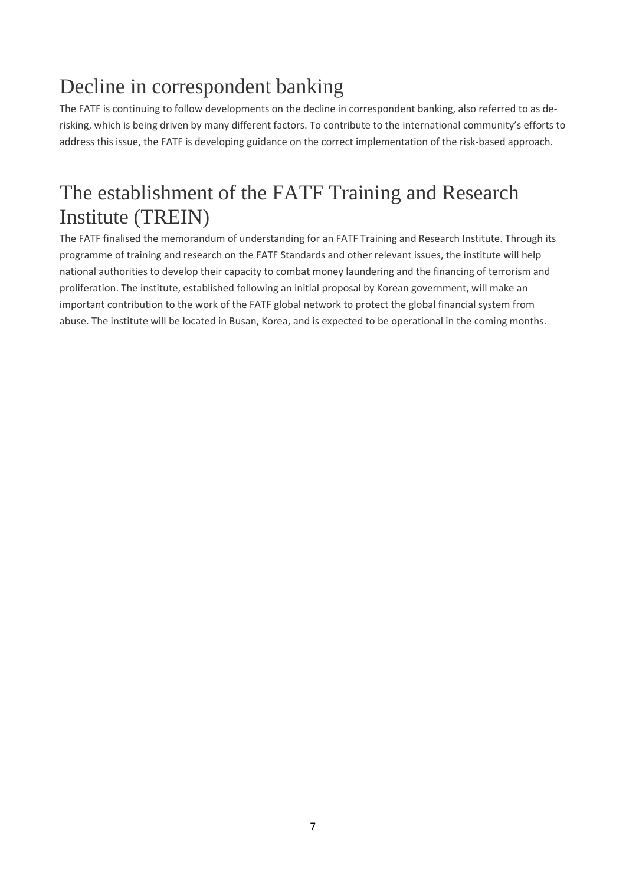## Decline in correspondent banking

The FATF is continuing to follow developments on the decline in correspondent banking, also referred to as de-risking, which is being driven by many different factors. To contribute to the international community's efforts to address this issue, the FATF is developing guidance on the correct implementation of the risk-based approach.

## The establishment of the FATF Training and Research Institute (TREIN)

The FATF finalised the memorandum of understanding for an FATF Training and Research Institute. Through its programme of training and research on the FATF Standards and other relevant issues, the institute will help national authorities to develop their capacity to combat money laundering and the financing of terrorism and proliferation. The institute, established following an initial proposal by Korean government, will make an important contribution to the work of the FATF global network to protect the global financial system from abuse. The institute will be located in Busan, Korea, and is expected to be operational in the coming months.